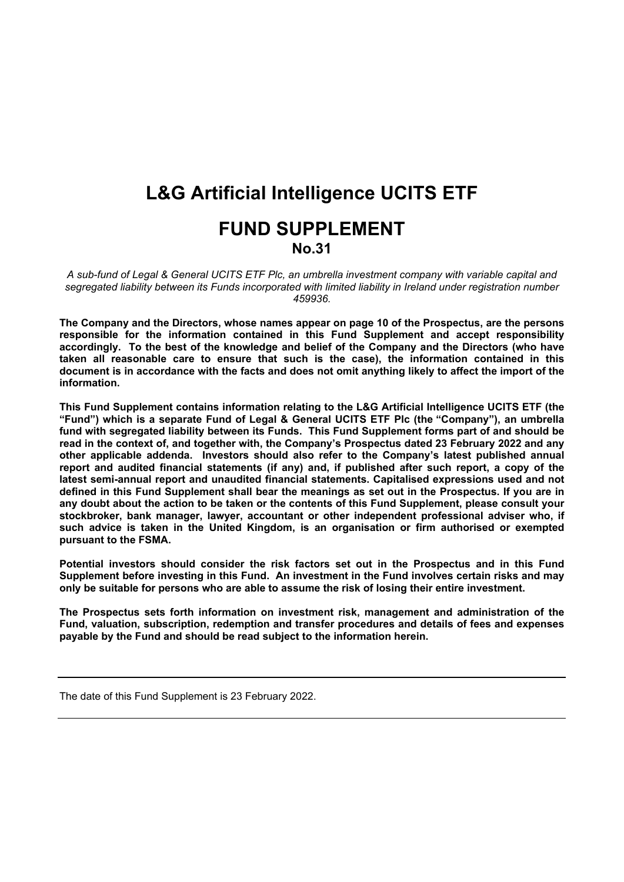# L&G Artificial Intelligence UCITS ETF

# FUND SUPPLEMENT

## No.31

*A sub-fund of Legal & General UCITS ETF Plc, an umbrella investment company with variable capital and segregated liability between its Funds incorporated with limited liability in Ireland under registration number 459936.*

**The Company and the Directors, whose names appear on page 10 of the Prospectus, are the persons responsible for the information contained in this Fund Supplement and accept responsibility accordingly. To the best of the knowledge and belief of the Company and the Directors (who have taken all reasonable care to ensure that such is the case), the information contained in this document is in accordance with the facts and does not omit anything likely to affect the import of the information.**

**This Fund Supplement contains information relating to the L&G Artificial Intelligence UCITS ETF (the "Fund") which is a separate Fund of Legal & General UCITS ETF Plc (the "Company"), an umbrella fund with segregated liability between its Funds. This Fund Supplement forms part of and should be read in the context of, and together with, the Company's Prospectus dated 23 February 2022 and any other applicable addenda. Investors should also refer to the Company's latest published annual report and audited financial statements (if any) and, if published after such report, a copy of the latest semi-annual report and unaudited financial statements. Capitalised expressions used and not defined in this Fund Supplement shall bear the meanings as set out in the Prospectus. If you are in any doubt about the action to be taken or the contents of this Fund Supplement, please consult your stockbroker, bank manager, lawyer, accountant or other independent professional adviser who, if such advice is taken in the United Kingdom, is an organisation or firm authorised or exempted pursuant to the FSMA.**

**Potential investors should consider the risk factors set out in the Prospectus and in this Fund Supplement before investing in this Fund. An investment in the Fund involves certain risks and may only be suitable for persons who are able to assume the risk of losing their entire investment.**

**The Prospectus sets forth information on investment risk, management and administration of the Fund, valuation, subscription, redemption and transfer procedures and details of fees and expenses payable by the Fund and should be read subject to the information herein.**

---

The date of this Fund Supplement is 23 February 2022.

---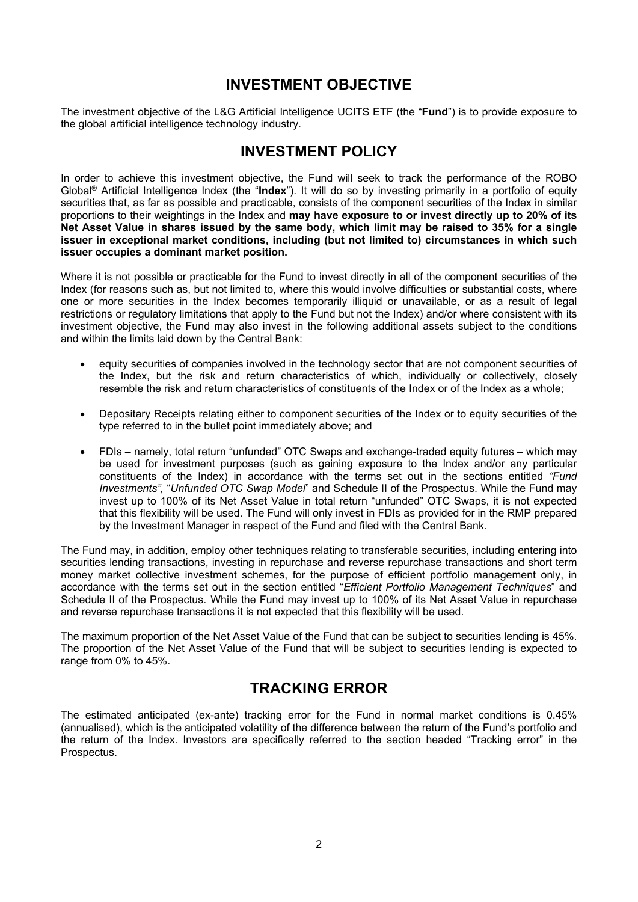## INVESTMENT OBJECTIVE

The investment objective of the L&G Artificial Intelligence UCITS ETF (the "**Fund**") is to provide exposure to the global artificial intelligence technology industry.

## INVESTMENT POLICY

In order to achieve this investment objective, the Fund will seek to track the performance of the ROBO Global® Artificial Intelligence Index (the "**Index**"). It will do so by investing primarily in a portfolio of equity securities that, as far as possible and practicable, consists of the component securities of the Index in similar proportions to their weightings in the Index and **may have exposure to or invest directly up to 20% of its Net Asset Value in shares issued by the same body, which limit may be raised to 35% for a single issuer in exceptional market conditions, including (but not limited to) circumstances in which such issuer occupies a dominant market position.**

Where it is not possible or practicable for the Fund to invest directly in all of the component securities of the Index (for reasons such as, but not limited to, where this would involve difficulties or substantial costs, where one or more securities in the Index becomes temporarily illiquid or unavailable, or as a result of legal restrictions or regulatory limitations that apply to the Fund but not the Index) and/or where consistent with its investment objective, the Fund may also invest in the following additional assets subject to the conditions and within the limits laid down by the Central Bank:

- equity securities of companies involved in the technology sector that are not component securities of the Index, but the risk and return characteristics of which, individually or collectively, closely resemble the risk and return characteristics of constituents of the Index or of the Index as a whole;
- Depositary Receipts relating either to component securities of the Index or to equity securities of the type referred to in the bullet point immediately above; and
- FDIs – namely, total return "unfunded" OTC Swaps and exchange-traded equity futures – which may be used for investment purposes (such as gaining exposure to the Index and/or any particular constituents of the Index) in accordance with the terms set out in the sections entitled *"Fund Investments",* "*Unfunded OTC Swap Model*" and Schedule II of the Prospectus. While the Fund may invest up to 100% of its Net Asset Value in total return "unfunded" OTC Swaps, it is not expected that this flexibility will be used. The Fund will only invest in FDIs as provided for in the RMP prepared by the Investment Manager in respect of the Fund and filed with the Central Bank.

The Fund may, in addition, employ other techniques relating to transferable securities, including entering into securities lending transactions, investing in repurchase and reverse repurchase transactions and short term money market collective investment schemes, for the purpose of efficient portfolio management only, in accordance with the terms set out in the section entitled "*Efficient Portfolio Management Techniques*" and Schedule II of the Prospectus. While the Fund may invest up to 100% of its Net Asset Value in repurchase and reverse repurchase transactions it is not expected that this flexibility will be used.

The maximum proportion of the Net Asset Value of the Fund that can be subject to securities lending is 45%. The proportion of the Net Asset Value of the Fund that will be subject to securities lending is expected to range from 0% to 45%.

## TRACKING ERROR

The estimated anticipated (ex-ante) tracking error for the Fund in normal market conditions is 0.45% (annualised), which is the anticipated volatility of the difference between the return of the Fund's portfolio and the return of the Index. Investors are specifically referred to the section headed "Tracking error" in the Prospectus.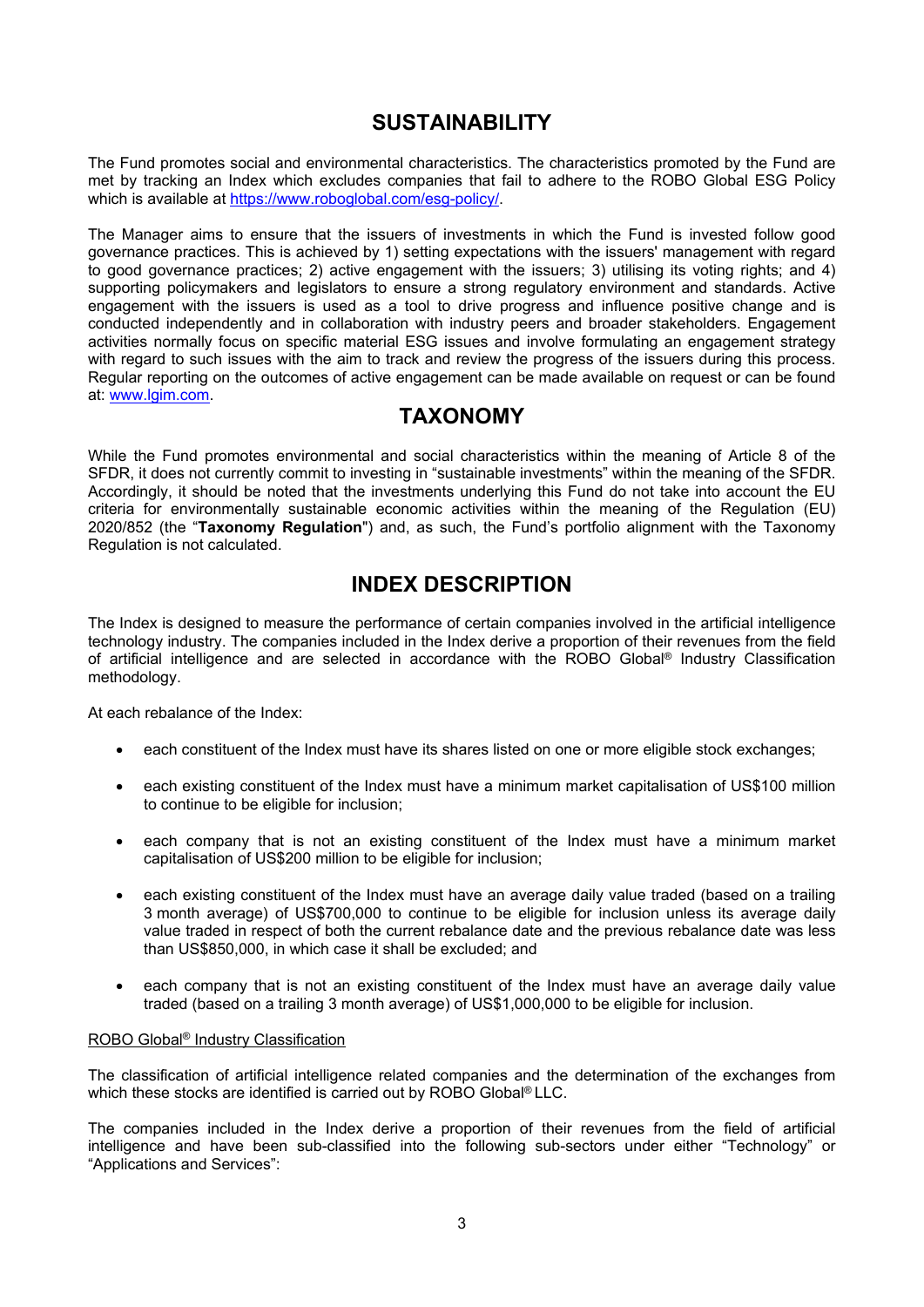## SUSTAINABILITY

The Fund promotes social and environmental characteristics. The characteristics promoted by the Fund are met by tracking an Index which excludes companies that fail to adhere to the ROBO Global ESG Policy which is available at https://www.roboglobal.com/esg-policy/.

The Manager aims to ensure that the issuers of investments in which the Fund is invested follow good governance practices. This is achieved by 1) setting expectations with the issuers' management with regard to good governance practices; 2) active engagement with the issuers; 3) utilising its voting rights; and 4) supporting policymakers and legislators to ensure a strong regulatory environment and standards. Active engagement with the issuers is used as a tool to drive progress and influence positive change and is conducted independently and in collaboration with industry peers and broader stakeholders. Engagement activities normally focus on specific material ESG issues and involve formulating an engagement strategy with regard to such issues with the aim to track and review the progress of the issuers during this process. Regular reporting on the outcomes of active engagement can be made available on request or can be found at: www.lgim.com.

## TAXONOMY

While the Fund promotes environmental and social characteristics within the meaning of Article 8 of the SFDR, it does not currently commit to investing in "sustainable investments" within the meaning of the SFDR. Accordingly, it should be noted that the investments underlying this Fund do not take into account the EU criteria for environmentally sustainable economic activities within the meaning of the Regulation (EU) 2020/852 (the "**Taxonomy Regulation**") and, as such, the Fund's portfolio alignment with the Taxonomy Regulation is not calculated.

## INDEX DESCRIPTION

The Index is designed to measure the performance of certain companies involved in the artificial intelligence technology industry. The companies included in the Index derive a proportion of their revenues from the field of artificial intelligence and are selected in accordance with the ROBO Global® Industry Classification methodology.

At each rebalance of the Index:

- each constituent of the Index must have its shares listed on one or more eligible stock exchanges;
- each existing constituent of the Index must have a minimum market capitalisation of US$100 million to continue to be eligible for inclusion;
- each company that is not an existing constituent of the Index must have a minimum market capitalisation of US$200 million to be eligible for inclusion;
- each existing constituent of the Index must have an average daily value traded (based on a trailing 3 month average) of US$700,000 to continue to be eligible for inclusion unless its average daily value traded in respect of both the current rebalance date and the previous rebalance date was less than US$850,000, in which case it shall be excluded; and
- each company that is not an existing constituent of the Index must have an average daily value traded (based on a trailing 3 month average) of US$1,000,000 to be eligible for inclusion.

ROBO Global® Industry Classification

The classification of artificial intelligence related companies and the determination of the exchanges from which these stocks are identified is carried out by ROBO Global® LLC.

The companies included in the Index derive a proportion of their revenues from the field of artificial intelligence and have been sub-classified into the following sub-sectors under either "Technology" or "Applications and Services":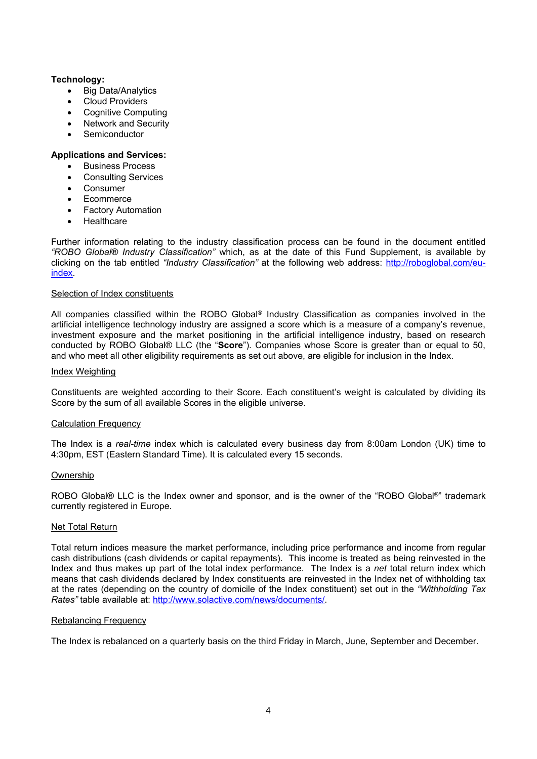**Technology:**

- Big Data/Analytics
- Cloud Providers
- Cognitive Computing
- Network and Security
- Semiconductor

**Applications and Services:**

- Business Process
- Consulting Services
- Consumer
- Ecommerce
- Factory Automation
- Healthcare

Further information relating to the industry classification process can be found in the document entitled *"ROBO Global® Industry Classification"* which, as at the date of this Fund Supplement, is available by clicking on the tab entitled *"Industry Classification"* at the following web address: [http://roboglobal.com/eu-index](http://roboglobal.com/eu-index).

Selection of Index constituents

All companies classified within the ROBO Global® Industry Classification as companies involved in the artificial intelligence technology industry are assigned a score which is a measure of a company's revenue, investment exposure and the market positioning in the artificial intelligence industry, based on research conducted by ROBO Global® LLC (the "**Score**"). Companies whose Score is greater than or equal to 50, and who meet all other eligibility requirements as set out above, are eligible for inclusion in the Index.

Index Weighting

Constituents are weighted according to their Score. Each constituent's weight is calculated by dividing its Score by the sum of all available Scores in the eligible universe.

Calculation Frequency

The Index is a *real-time* index which is calculated every business day from 8:00am London (UK) time to 4:30pm, EST (Eastern Standard Time). It is calculated every 15 seconds.

Ownership

ROBO Global® LLC is the Index owner and sponsor, and is the owner of the "ROBO Global®" trademark currently registered in Europe.

Net Total Return

Total return indices measure the market performance, including price performance and income from regular cash distributions (cash dividends or capital repayments). This income is treated as being reinvested in the Index and thus makes up part of the total index performance. The Index is a *net* total return index which means that cash dividends declared by Index constituents are reinvested in the Index net of withholding tax at the rates (depending on the country of domicile of the Index constituent) set out in the *"Withholding Tax Rates"* table available at: [http://www.solactive.com/news/documents/](http://www.solactive.com/news/documents/).

Rebalancing Frequency

The Index is rebalanced on a quarterly basis on the third Friday in March, June, September and December.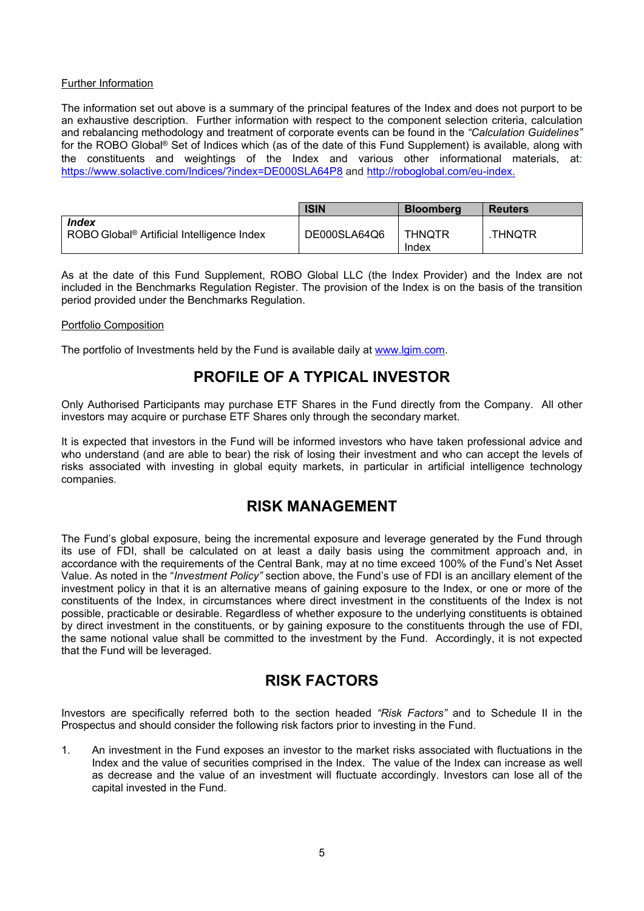Further Information

The information set out above is a summary of the principal features of the Index and does not purport to be an exhaustive description. Further information with respect to the component selection criteria, calculation and rebalancing methodology and treatment of corporate events can be found in the *"Calculation Guidelines"* for the ROBO Global® Set of Indices which (as of the date of this Fund Supplement) is available, along with the constituents and weightings of the Index and various other informational materials, at: https://www.solactive.com/Indices/?index=DE000SLA64P8 and http://roboglobal.com/eu-index.

| | ISIN | Bloomberg | Reuters |
|---|---|---|---|
| ***Index*** ROBO Global® Artificial Intelligence Index | DE000SLA64Q6 | THNQTR Index | .THNQTR |

As at the date of this Fund Supplement, ROBO Global LLC (the Index Provider) and the Index are not included in the Benchmarks Regulation Register. The provision of the Index is on the basis of the transition period provided under the Benchmarks Regulation.

Portfolio Composition

The portfolio of Investments held by the Fund is available daily at www.lgim.com.

## PROFILE OF A TYPICAL INVESTOR

Only Authorised Participants may purchase ETF Shares in the Fund directly from the Company. All other investors may acquire or purchase ETF Shares only through the secondary market.

It is expected that investors in the Fund will be informed investors who have taken professional advice and who understand (and are able to bear) the risk of losing their investment and who can accept the levels of risks associated with investing in global equity markets, in particular in artificial intelligence technology companies.

## RISK MANAGEMENT

The Fund's global exposure, being the incremental exposure and leverage generated by the Fund through its use of FDI, shall be calculated on at least a daily basis using the commitment approach and, in accordance with the requirements of the Central Bank, may at no time exceed 100% of the Fund's Net Asset Value. As noted in the "*Investment Policy"* section above, the Fund's use of FDI is an ancillary element of the investment policy in that it is an alternative means of gaining exposure to the Index, or one or more of the constituents of the Index, in circumstances where direct investment in the constituents of the Index is not possible, practicable or desirable. Regardless of whether exposure to the underlying constituents is obtained by direct investment in the constituents, or by gaining exposure to the constituents through the use of FDI, the same notional value shall be committed to the investment by the Fund. Accordingly, it is not expected that the Fund will be leveraged.

## RISK FACTORS

Investors are specifically referred both to the section headed *"Risk Factors"* and to Schedule II in the Prospectus and should consider the following risk factors prior to investing in the Fund.

1. An investment in the Fund exposes an investor to the market risks associated with fluctuations in the Index and the value of securities comprised in the Index. The value of the Index can increase as well as decrease and the value of an investment will fluctuate accordingly. Investors can lose all of the capital invested in the Fund.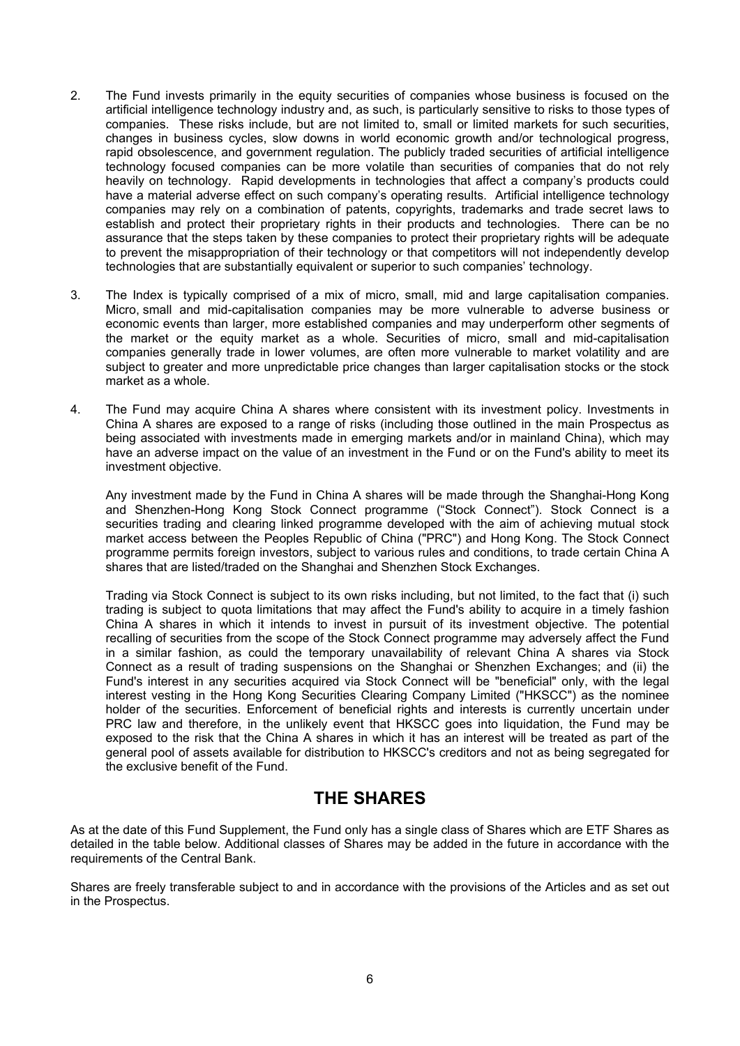2. The Fund invests primarily in the equity securities of companies whose business is focused on the artificial intelligence technology industry and, as such, is particularly sensitive to risks to those types of companies. These risks include, but are not limited to, small or limited markets for such securities, changes in business cycles, slow downs in world economic growth and/or technological progress, rapid obsolescence, and government regulation. The publicly traded securities of artificial intelligence technology focused companies can be more volatile than securities of companies that do not rely heavily on technology. Rapid developments in technologies that affect a company's products could have a material adverse effect on such company's operating results. Artificial intelligence technology companies may rely on a combination of patents, copyrights, trademarks and trade secret laws to establish and protect their proprietary rights in their products and technologies. There can be no assurance that the steps taken by these companies to protect their proprietary rights will be adequate to prevent the misappropriation of their technology or that competitors will not independently develop technologies that are substantially equivalent or superior to such companies' technology.

3. The Index is typically comprised of a mix of micro, small, mid and large capitalisation companies. Micro, small and mid-capitalisation companies may be more vulnerable to adverse business or economic events than larger, more established companies and may underperform other segments of the market or the equity market as a whole. Securities of micro, small and mid-capitalisation companies generally trade in lower volumes, are often more vulnerable to market volatility and are subject to greater and more unpredictable price changes than larger capitalisation stocks or the stock market as a whole.

4. The Fund may acquire China A shares where consistent with its investment policy. Investments in China A shares are exposed to a range of risks (including those outlined in the main Prospectus as being associated with investments made in emerging markets and/or in mainland China), which may have an adverse impact on the value of an investment in the Fund or on the Fund's ability to meet its investment objective.

   Any investment made by the Fund in China A shares will be made through the Shanghai-Hong Kong and Shenzhen-Hong Kong Stock Connect programme ("Stock Connect"). Stock Connect is a securities trading and clearing linked programme developed with the aim of achieving mutual stock market access between the Peoples Republic of China ("PRC") and Hong Kong. The Stock Connect programme permits foreign investors, subject to various rules and conditions, to trade certain China A shares that are listed/traded on the Shanghai and Shenzhen Stock Exchanges.

   Trading via Stock Connect is subject to its own risks including, but not limited, to the fact that (i) such trading is subject to quota limitations that may affect the Fund's ability to acquire in a timely fashion China A shares in which it intends to invest in pursuit of its investment objective. The potential recalling of securities from the scope of the Stock Connect programme may adversely affect the Fund in a similar fashion, as could the temporary unavailability of relevant China A shares via Stock Connect as a result of trading suspensions on the Shanghai or Shenzhen Exchanges; and (ii) the Fund's interest in any securities acquired via Stock Connect will be "beneficial" only, with the legal interest vesting in the Hong Kong Securities Clearing Company Limited ("HKSCC") as the nominee holder of the securities. Enforcement of beneficial rights and interests is currently uncertain under PRC law and therefore, in the unlikely event that HKSCC goes into liquidation, the Fund may be exposed to the risk that the China A shares in which it has an interest will be treated as part of the general pool of assets available for distribution to HKSCC's creditors and not as being segregated for the exclusive benefit of the Fund.

## THE SHARES

As at the date of this Fund Supplement, the Fund only has a single class of Shares which are ETF Shares as detailed in the table below. Additional classes of Shares may be added in the future in accordance with the requirements of the Central Bank.

Shares are freely transferable subject to and in accordance with the provisions of the Articles and as set out in the Prospectus.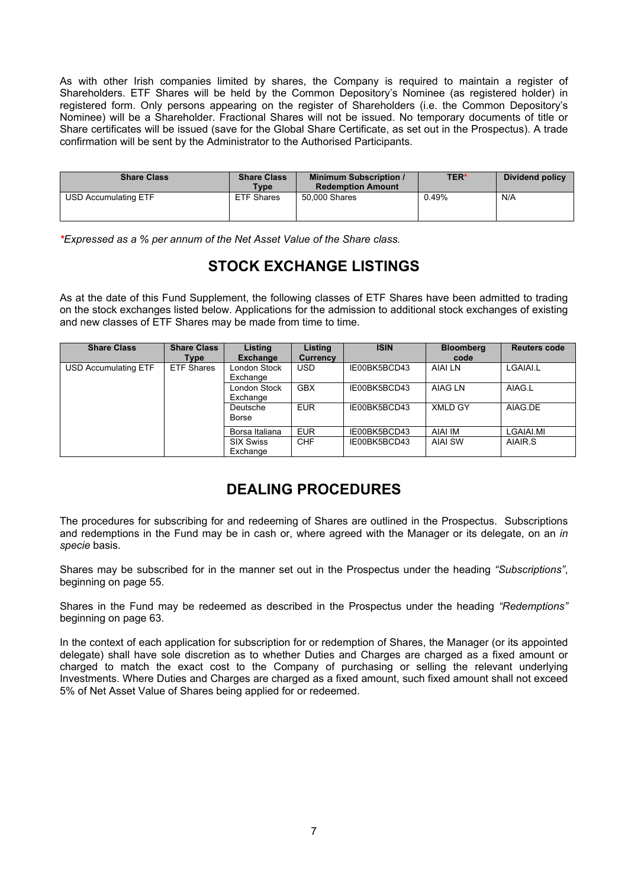As with other Irish companies limited by shares, the Company is required to maintain a register of Shareholders. ETF Shares will be held by the Common Depository's Nominee (as registered holder) in registered form. Only persons appearing on the register of Shareholders (i.e. the Common Depository's Nominee) will be a Shareholder. Fractional Shares will not be issued. No temporary documents of title or Share certificates will be issued (save for the Global Share Certificate, as set out in the Prospectus). A trade confirmation will be sent by the Administrator to the Authorised Participants.

| Share Class | Share Class Type | Minimum Subscription / Redemption Amount | TER* | Dividend policy |
|---|---|---|---|---|
| USD Accumulating ETF | ETF Shares | 50,000 Shares | 0.49% | N/A |

*\*Expressed as a % per annum of the Net Asset Value of the Share class.*

## STOCK EXCHANGE LISTINGS

As at the date of this Fund Supplement, the following classes of ETF Shares have been admitted to trading on the stock exchanges listed below. Applications for the admission to additional stock exchanges of existing and new classes of ETF Shares may be made from time to time.

| Share Class | Share Class Type | Listing Exchange | Listing Currency | ISIN | Bloomberg code | Reuters code |
|---|---|---|---|---|---|---|
| USD Accumulating ETF | ETF Shares | London Stock Exchange | USD | IE00BK5BCD43 | AIAI LN | LGAIAI.L |
| | | London Stock Exchange | GBX | IE00BK5BCD43 | AIAG LN | AIAG.L |
| | | Deutsche Borse | EUR | IE00BK5BCD43 | XMLD GY | AIAG.DE |
| | | Borsa Italiana | EUR | IE00BK5BCD43 | AIAI IM | LGAIAI.MI |
| | | SIX Swiss Exchange | CHF | IE00BK5BCD43 | AIAI SW | AIAIR.S |

## DEALING PROCEDURES

The procedures for subscribing for and redeeming of Shares are outlined in the Prospectus. Subscriptions and redemptions in the Fund may be in cash or, where agreed with the Manager or its delegate, on an *in specie* basis.

Shares may be subscribed for in the manner set out in the Prospectus under the heading *"Subscriptions"*, beginning on page 55.

Shares in the Fund may be redeemed as described in the Prospectus under the heading *"Redemptions"* beginning on page 63.

In the context of each application for subscription for or redemption of Shares, the Manager (or its appointed delegate) shall have sole discretion as to whether Duties and Charges are charged as a fixed amount or charged to match the exact cost to the Company of purchasing or selling the relevant underlying Investments. Where Duties and Charges are charged as a fixed amount, such fixed amount shall not exceed 5% of Net Asset Value of Shares being applied for or redeemed.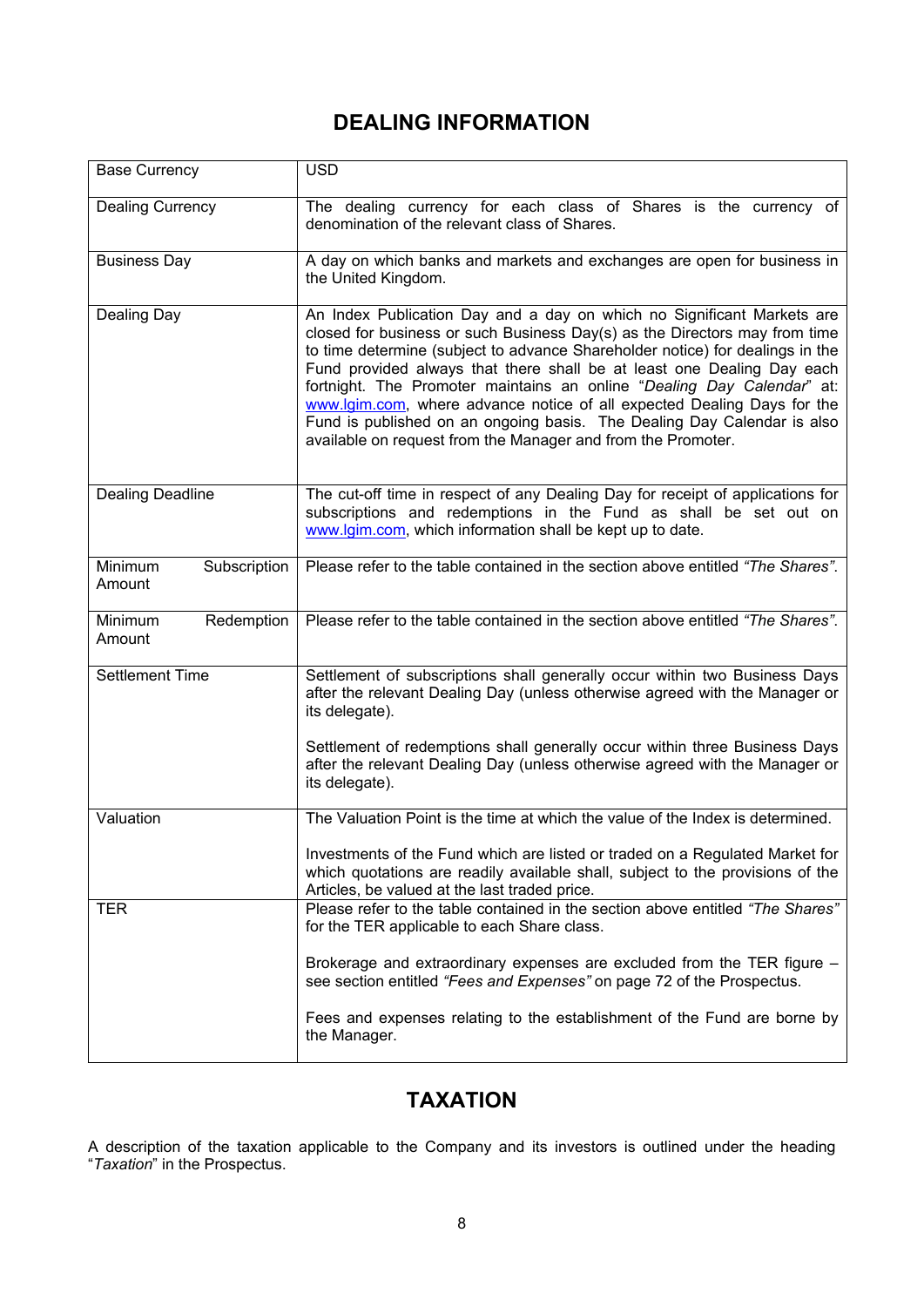## DEALING INFORMATION

| | |
|---|---|
| Base Currency | USD |
| Dealing Currency | The dealing currency for each class of Shares is the currency of denomination of the relevant class of Shares. |
| Business Day | A day on which banks and markets and exchanges are open for business in the United Kingdom. |
| Dealing Day | An Index Publication Day and a day on which no Significant Markets are closed for business or such Business Day(s) as the Directors may from time to time determine (subject to advance Shareholder notice) for dealings in the Fund provided always that there shall be at least one Dealing Day each fortnight. The Promoter maintains an online "*Dealing Day Calendar*" at: www.lgim.com, where advance notice of all expected Dealing Days for the Fund is published on an ongoing basis. The Dealing Day Calendar is also available on request from the Manager and from the Promoter. |
| Dealing Deadline | The cut-off time in respect of any Dealing Day for receipt of applications for subscriptions and redemptions in the Fund as shall be set out on www.lgim.com, which information shall be kept up to date. |
| Minimum Subscription Amount | Please refer to the table contained in the section above entitled *"The Shares"*. |
| Minimum Redemption Amount | Please refer to the table contained in the section above entitled *"The Shares"*. |
| Settlement Time | Settlement of subscriptions shall generally occur within two Business Days after the relevant Dealing Day (unless otherwise agreed with the Manager or its delegate).<br><br>Settlement of redemptions shall generally occur within three Business Days after the relevant Dealing Day (unless otherwise agreed with the Manager or its delegate). |
| Valuation | The Valuation Point is the time at which the value of the Index is determined.<br><br>Investments of the Fund which are listed or traded on a Regulated Market for which quotations are readily available shall, subject to the provisions of the Articles, be valued at the last traded price. |
| TER | Please refer to the table contained in the section above entitled *"The Shares"* for the TER applicable to each Share class.<br><br>Brokerage and extraordinary expenses are excluded from the TER figure – see section entitled *"Fees and Expenses"* on page 72 of the Prospectus.<br><br>Fees and expenses relating to the establishment of the Fund are borne by the Manager. |

## TAXATION

A description of the taxation applicable to the Company and its investors is outlined under the heading "*Taxation*" in the Prospectus.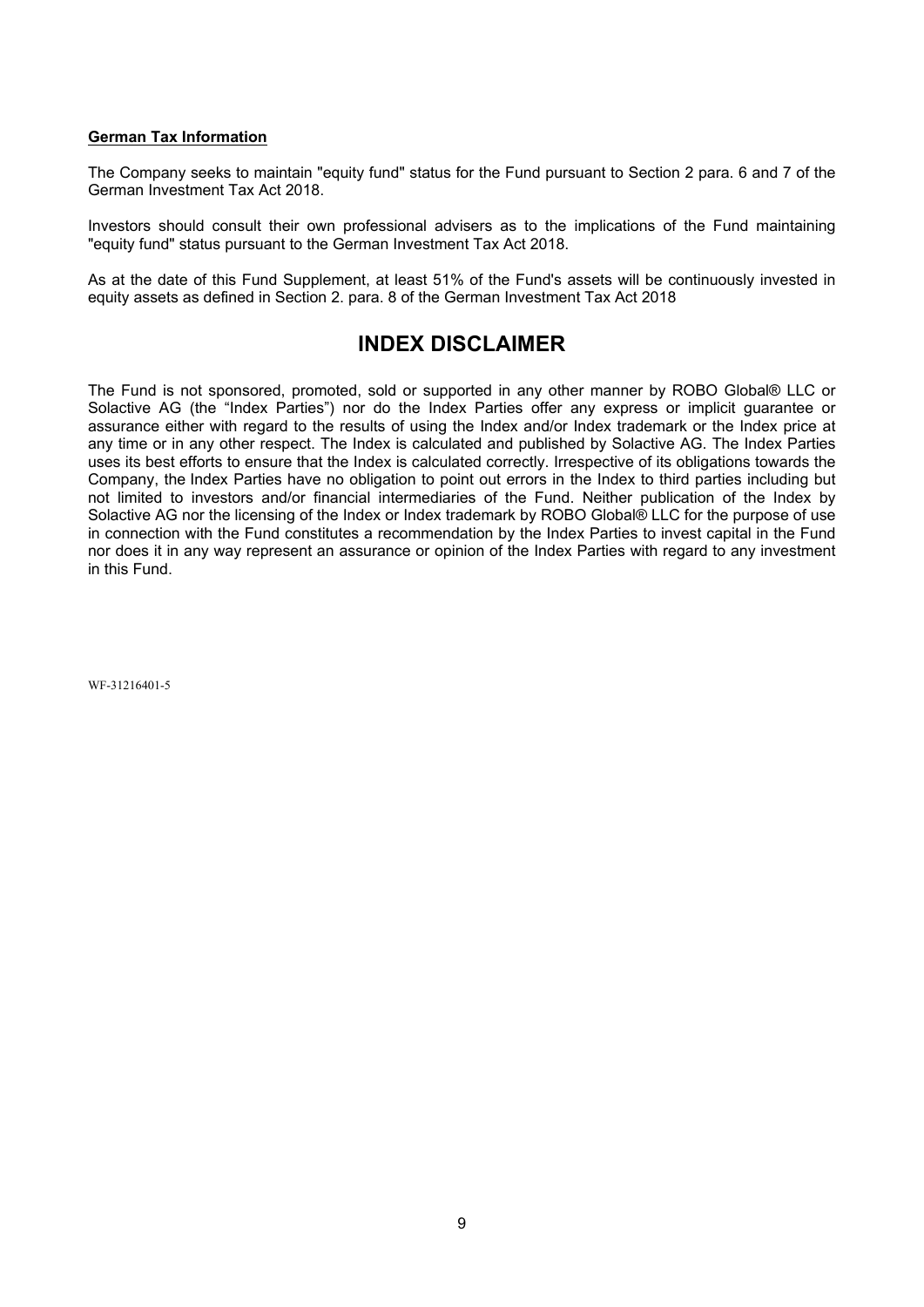**German Tax Information**

The Company seeks to maintain "equity fund" status for the Fund pursuant to Section 2 para. 6 and 7 of the German Investment Tax Act 2018.

Investors should consult their own professional advisers as to the implications of the Fund maintaining "equity fund" status pursuant to the German Investment Tax Act 2018.

As at the date of this Fund Supplement, at least 51% of the Fund's assets will be continuously invested in equity assets as defined in Section 2. para. 8 of the German Investment Tax Act 2018

# INDEX DISCLAIMER

The Fund is not sponsored, promoted, sold or supported in any other manner by ROBO Global® LLC or Solactive AG (the "Index Parties") nor do the Index Parties offer any express or implicit guarantee or assurance either with regard to the results of using the Index and/or Index trademark or the Index price at any time or in any other respect. The Index is calculated and published by Solactive AG. The Index Parties uses its best efforts to ensure that the Index is calculated correctly. Irrespective of its obligations towards the Company, the Index Parties have no obligation to point out errors in the Index to third parties including but not limited to investors and/or financial intermediaries of the Fund. Neither publication of the Index by Solactive AG nor the licensing of the Index or Index trademark by ROBO Global® LLC for the purpose of use in connection with the Fund constitutes a recommendation by the Index Parties to invest capital in the Fund nor does it in any way represent an assurance or opinion of the Index Parties with regard to any investment in this Fund.

WF-31216401-5